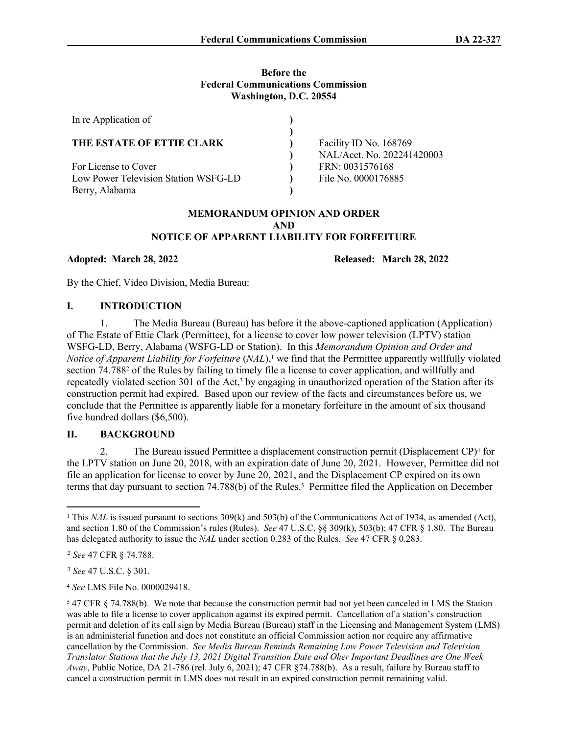**Before the**
**Federal Communications Commission**
**Washington, D.C. 20554**

| | | |
|---|---|---|
| In re Application of | ) | |
| | ) | |
| **THE ESTATE OF ETTIE CLARK** | ) | Facility ID No. 168769 |
| | ) | NAL/Acct. No. 202241420003 |
| For License to Cover | ) | FRN: 0031576168 |
| Low Power Television Station WSFG-LD | ) | File No. 0000176885 |
| Berry, Alabama | ) | |

## MEMORANDUM OPINION AND ORDER AND NOTICE OF APPARENT LIABILITY FOR FORFEITURE

**Adopted: March 28, 2022** **Released: March 28, 2022**

By the Chief, Video Division, Media Bureau:

## I. INTRODUCTION

1. The Media Bureau (Bureau) has before it the above-captioned application (Application) of The Estate of Ettie Clark (Permittee), for a license to cover low power television (LPTV) station WSFG-LD, Berry, Alabama (WSFG-LD or Station). In this *Memorandum Opinion and Order and Notice of Apparent Liability for Forfeiture* (*NAL*),[1] we find that the Permittee apparently willfully violated section 74.788[2] of the Rules by failing to timely file a license to cover application, and willfully and repeatedly violated section 301 of the Act,[3] by engaging in unauthorized operation of the Station after its construction permit had expired. Based upon our review of the facts and circumstances before us, we conclude that the Permittee is apparently liable for a monetary forfeiture in the amount of six thousand five hundred dollars ($6,500).

## II. BACKGROUND

2. The Bureau issued Permittee a displacement construction permit (Displacement CP)[4] for the LPTV station on June 20, 2018, with an expiration date of June 20, 2021. However, Permittee did not file an application for license to cover by June 20, 2021, and the Displacement CP expired on its own terms that day pursuant to section 74.788(b) of the Rules.[5] Permittee filed the Application on December

---

[1] This *NAL* is issued pursuant to sections 309(k) and 503(b) of the Communications Act of 1934, as amended (Act), and section 1.80 of the Commission's rules (Rules). *See* 47 U.S.C. §§ 309(k), 503(b); 47 CFR § 1.80. The Bureau has delegated authority to issue the *NAL* under section 0.283 of the Rules. *See* 47 CFR § 0.283.

[2] *See* 47 CFR § 74.788.

[3] *See* 47 U.S.C. § 301.

[4] *See* LMS File No. 0000029418.

[5] 47 CFR § 74.788(b). We note that because the construction permit had not yet been canceled in LMS the Station was able to file a license to cover application against its expired permit. Cancellation of a station's construction permit and deletion of its call sign by Media Bureau (Bureau) staff in the Licensing and Management System (LMS) is an administerial function and does not constitute an official Commission action nor require any affirmative cancellation by the Commission. *See Media Bureau Reminds Remaining Low Power Television and Television Translator Stations that the July 13, 2021 Digital Transition Date and Oher Important Deadlines are One Week Away*, Public Notice, DA 21-786 (rel. July 6, 2021); 47 CFR §74.788(b). As a result, failure by Bureau staff to cancel a construction permit in LMS does not result in an expired construction permit remaining valid.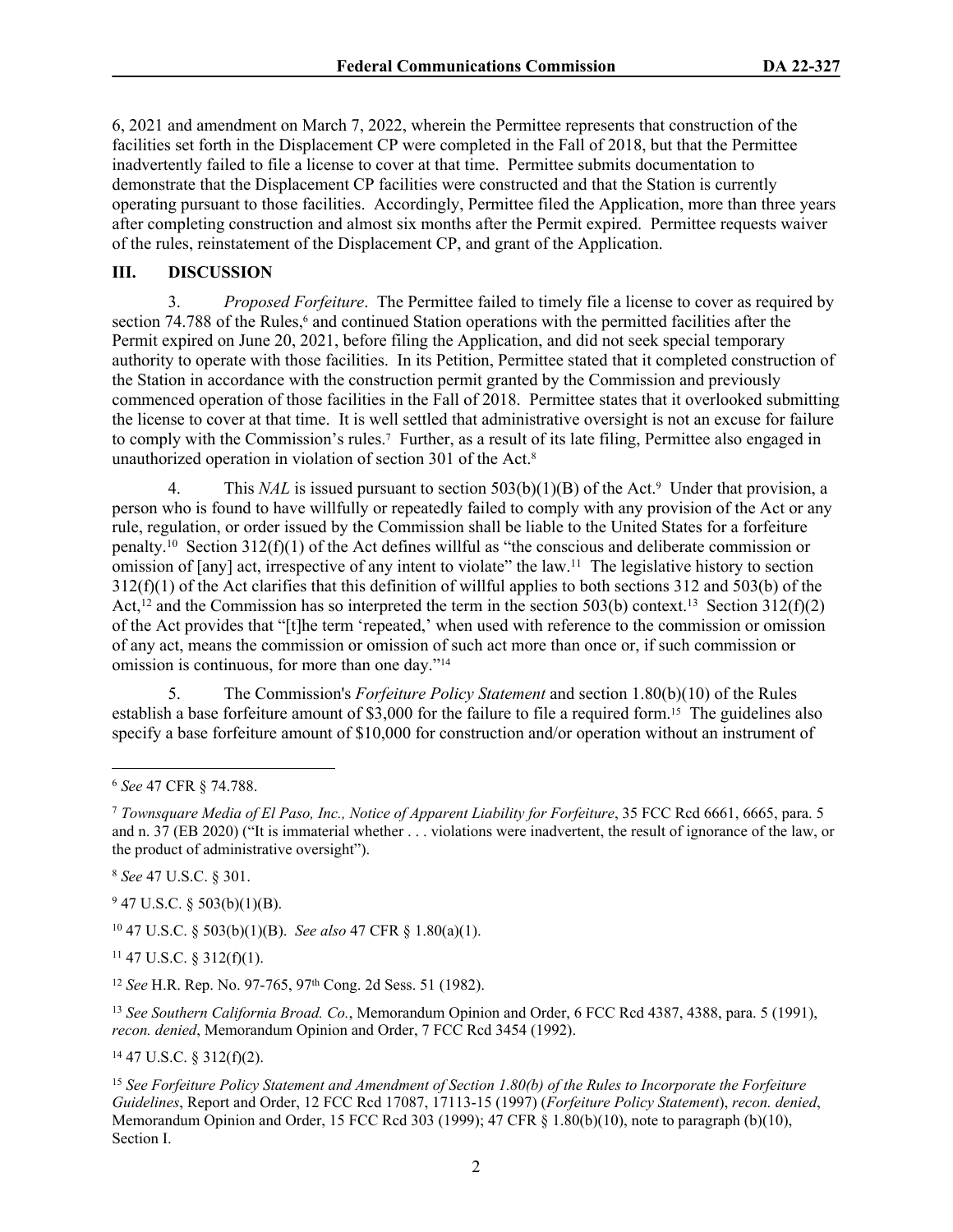6, 2021 and amendment on March 7, 2022, wherein the Permittee represents that construction of the facilities set forth in the Displacement CP were completed in the Fall of 2018, but that the Permittee inadvertently failed to file a license to cover at that time. Permittee submits documentation to demonstrate that the Displacement CP facilities were constructed and that the Station is currently operating pursuant to those facilities. Accordingly, Permittee filed the Application, more than three years after completing construction and almost six months after the Permit expired. Permittee requests waiver of the rules, reinstatement of the Displacement CP, and grant of the Application.

## III. DISCUSSION

3. *Proposed Forfeiture*. The Permittee failed to timely file a license to cover as required by section 74.788 of the Rules,[6] and continued Station operations with the permitted facilities after the Permit expired on June 20, 2021, before filing the Application, and did not seek special temporary authority to operate with those facilities. In its Petition, Permittee stated that it completed construction of the Station in accordance with the construction permit granted by the Commission and previously commenced operation of those facilities in the Fall of 2018. Permittee states that it overlooked submitting the license to cover at that time. It is well settled that administrative oversight is not an excuse for failure to comply with the Commission's rules.[7] Further, as a result of its late filing, Permittee also engaged in unauthorized operation in violation of section 301 of the Act.[8]

4. This *NAL* is issued pursuant to section 503(b)(1)(B) of the Act.[9] Under that provision, a person who is found to have willfully or repeatedly failed to comply with any provision of the Act or any rule, regulation, or order issued by the Commission shall be liable to the United States for a forfeiture penalty.[10] Section 312(f)(1) of the Act defines willful as "the conscious and deliberate commission or omission of [any] act, irrespective of any intent to violate" the law.[11] The legislative history to section 312(f)(1) of the Act clarifies that this definition of willful applies to both sections 312 and 503(b) of the Act,[12] and the Commission has so interpreted the term in the section 503(b) context.[13] Section 312(f)(2) of the Act provides that "[t]he term 'repeated,' when used with reference to the commission or omission of any act, means the commission or omission of such act more than once or, if such commission or omission is continuous, for more than one day."[14]

5. The Commission's *Forfeiture Policy Statement* and section 1.80(b)(10) of the Rules establish a base forfeiture amount of $3,000 for the failure to file a required form.[15] The guidelines also specify a base forfeiture amount of $10,000 for construction and/or operation without an instrument of

---

[6] *See* 47 CFR § 74.788.

[7] *Townsquare Media of El Paso, Inc., Notice of Apparent Liability for Forfeiture*, 35 FCC Rcd 6661, 6665, para. 5 and n. 37 (EB 2020) ("It is immaterial whether . . . violations were inadvertent, the result of ignorance of the law, or the product of administrative oversight").

[8] *See* 47 U.S.C. § 301.

[9] 47 U.S.C. § 503(b)(1)(B).

[10] 47 U.S.C. § 503(b)(1)(B). *See also* 47 CFR § 1.80(a)(1).

[11] 47 U.S.C. § 312(f)(1).

[12] *See* H.R. Rep. No. 97-765, 97th Cong. 2d Sess. 51 (1982).

[13] *See Southern California Broad. Co.*, Memorandum Opinion and Order, 6 FCC Rcd 4387, 4388, para. 5 (1991), *recon. denied*, Memorandum Opinion and Order, 7 FCC Rcd 3454 (1992).

[14] 47 U.S.C. § 312(f)(2).

[15] *See Forfeiture Policy Statement and Amendment of Section 1.80(b) of the Rules to Incorporate the Forfeiture Guidelines*, Report and Order, 12 FCC Rcd 17087, 17113-15 (1997) (*Forfeiture Policy Statement*), *recon. denied*, Memorandum Opinion and Order, 15 FCC Rcd 303 (1999); 47 CFR § 1.80(b)(10), note to paragraph (b)(10), Section I.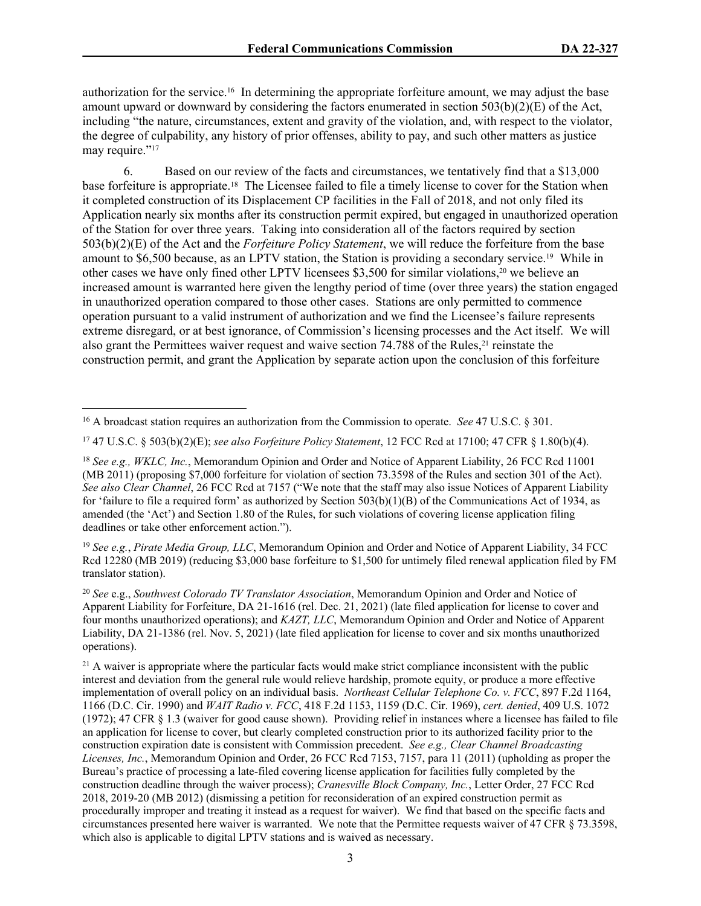authorization for the service.[16] In determining the appropriate forfeiture amount, we may adjust the base amount upward or downward by considering the factors enumerated in section 503(b)(2)(E) of the Act, including "the nature, circumstances, extent and gravity of the violation, and, with respect to the violator, the degree of culpability, any history of prior offenses, ability to pay, and such other matters as justice may require."[17]

6. Based on our review of the facts and circumstances, we tentatively find that a $13,000 base forfeiture is appropriate.[18] The Licensee failed to file a timely license to cover for the Station when it completed construction of its Displacement CP facilities in the Fall of 2018, and not only filed its Application nearly six months after its construction permit expired, but engaged in unauthorized operation of the Station for over three years. Taking into consideration all of the factors required by section 503(b)(2)(E) of the Act and the *Forfeiture Policy Statement*, we will reduce the forfeiture from the base amount to $6,500 because, as an LPTV station, the Station is providing a secondary service.[19] While in other cases we have only fined other LPTV licensees $3,500 for similar violations,[20] we believe an increased amount is warranted here given the lengthy period of time (over three years) the station engaged in unauthorized operation compared to those other cases. Stations are only permitted to commence operation pursuant to a valid instrument of authorization and we find the Licensee's failure represents extreme disregard, or at best ignorance, of Commission's licensing processes and the Act itself. We will also grant the Permittees waiver request and waive section 74.788 of the Rules,[21] reinstate the construction permit, and grant the Application by separate action upon the conclusion of this forfeiture

---

[16] A broadcast station requires an authorization from the Commission to operate. *See* 47 U.S.C. § 301.

[17] 47 U.S.C. § 503(b)(2)(E); *see also Forfeiture Policy Statement*, 12 FCC Rcd at 17100; 47 CFR § 1.80(b)(4).

[18] *See e.g., WKLC, Inc.*, Memorandum Opinion and Order and Notice of Apparent Liability, 26 FCC Rcd 11001 (MB 2011) (proposing $7,000 forfeiture for violation of section 73.3598 of the Rules and section 301 of the Act). *See also Clear Channel*, 26 FCC Rcd at 7157 ("We note that the staff may also issue Notices of Apparent Liability for 'failure to file a required form' as authorized by Section 503(b)(1)(B) of the Communications Act of 1934, as amended (the 'Act') and Section 1.80 of the Rules, for such violations of covering license application filing deadlines or take other enforcement action.").

[19] *See e.g.*, *Pirate Media Group, LLC*, Memorandum Opinion and Order and Notice of Apparent Liability, 34 FCC Rcd 12280 (MB 2019) (reducing $3,000 base forfeiture to $1,500 for untimely filed renewal application filed by FM translator station).

[20] *See* e.g., *Southwest Colorado TV Translator Association*, Memorandum Opinion and Order and Notice of Apparent Liability for Forfeiture, DA 21-1616 (rel. Dec. 21, 2021) (late filed application for license to cover and four months unauthorized operations); and *KAZT, LLC*, Memorandum Opinion and Order and Notice of Apparent Liability, DA 21-1386 (rel. Nov. 5, 2021) (late filed application for license to cover and six months unauthorized operations).

[21] A waiver is appropriate where the particular facts would make strict compliance inconsistent with the public interest and deviation from the general rule would relieve hardship, promote equity, or produce a more effective implementation of overall policy on an individual basis. *Northeast Cellular Telephone Co. v. FCC*, 897 F.2d 1164, 1166 (D.C. Cir. 1990) and *WAIT Radio v. FCC*, 418 F.2d 1153, 1159 (D.C. Cir. 1969), *cert. denied*, 409 U.S. 1072 (1972); 47 CFR § 1.3 (waiver for good cause shown). Providing relief in instances where a licensee has failed to file an application for license to cover, but clearly completed construction prior to its authorized facility prior to the construction expiration date is consistent with Commission precedent. *See e.g., Clear Channel Broadcasting Licenses, Inc.*, Memorandum Opinion and Order, 26 FCC Rcd 7153, 7157, para 11 (2011) (upholding as proper the Bureau's practice of processing a late-filed covering license application for facilities fully completed by the construction deadline through the waiver process); *Cranesville Block Company, Inc.*, Letter Order, 27 FCC Rcd 2018, 2019-20 (MB 2012) (dismissing a petition for reconsideration of an expired construction permit as procedurally improper and treating it instead as a request for waiver). We find that based on the specific facts and circumstances presented here waiver is warranted. We note that the Permittee requests waiver of 47 CFR § 73.3598, which also is applicable to digital LPTV stations and is waived as necessary.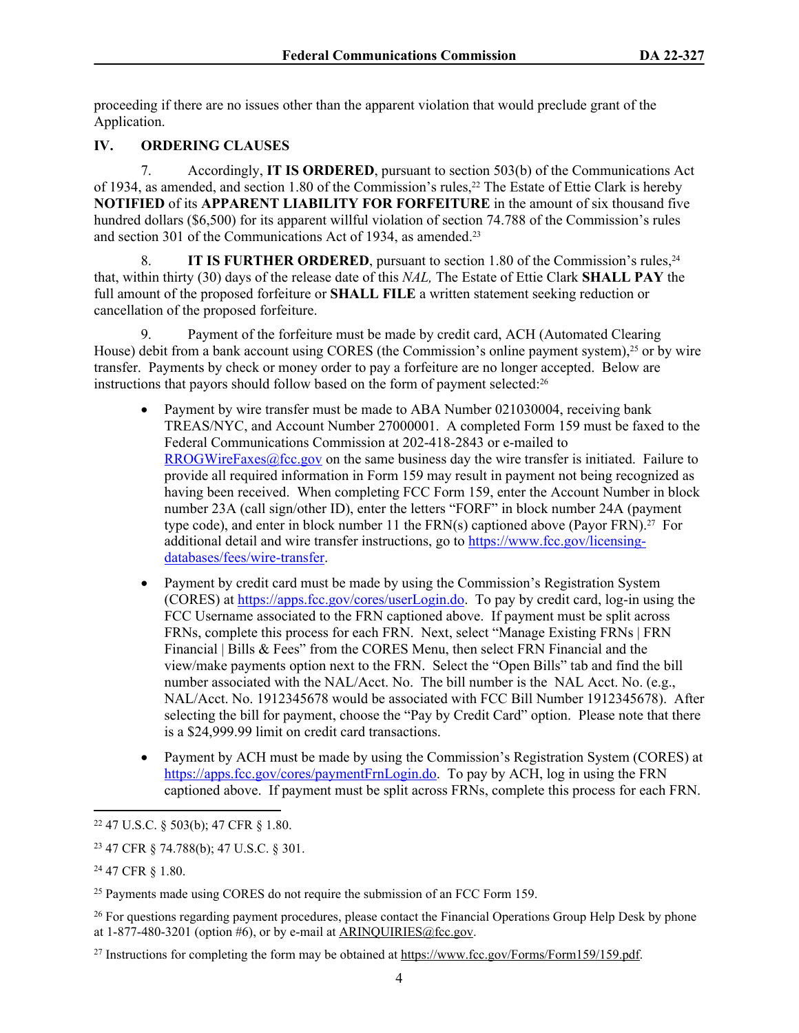proceeding if there are no issues other than the apparent violation that would preclude grant of the Application.

## IV. ORDERING CLAUSES

7. Accordingly, **IT IS ORDERED**, pursuant to section 503(b) of the Communications Act of 1934, as amended, and section 1.80 of the Commission's rules,[22] The Estate of Ettie Clark is hereby **NOTIFIED** of its **APPARENT LIABILITY FOR FORFEITURE** in the amount of six thousand five hundred dollars ($6,500) for its apparent willful violation of section 74.788 of the Commission's rules and section 301 of the Communications Act of 1934, as amended.[23]

8. **IT IS FURTHER ORDERED**, pursuant to section 1.80 of the Commission's rules,[24] that, within thirty (30) days of the release date of this *NAL,* The Estate of Ettie Clark **SHALL PAY** the full amount of the proposed forfeiture or **SHALL FILE** a written statement seeking reduction or cancellation of the proposed forfeiture.

9. Payment of the forfeiture must be made by credit card, ACH (Automated Clearing House) debit from a bank account using CORES (the Commission's online payment system),[25] or by wire transfer. Payments by check or money order to pay a forfeiture are no longer accepted. Below are instructions that payors should follow based on the form of payment selected:[26]

- Payment by wire transfer must be made to ABA Number 021030004, receiving bank TREAS/NYC, and Account Number 27000001. A completed Form 159 must be faxed to the Federal Communications Commission at 202-418-2843 or e-mailed to RROGWireFaxes@fcc.gov on the same business day the wire transfer is initiated. Failure to provide all required information in Form 159 may result in payment not being recognized as having been received. When completing FCC Form 159, enter the Account Number in block number 23A (call sign/other ID), enter the letters "FORF" in block number 24A (payment type code), and enter in block number 11 the FRN(s) captioned above (Payor FRN).[27] For additional detail and wire transfer instructions, go to https://www.fcc.gov/licensing-databases/fees/wire-transfer.

- Payment by credit card must be made by using the Commission's Registration System (CORES) at https://apps.fcc.gov/cores/userLogin.do. To pay by credit card, log-in using the FCC Username associated to the FRN captioned above. If payment must be split across FRNs, complete this process for each FRN. Next, select "Manage Existing FRNs | FRN Financial | Bills & Fees" from the CORES Menu, then select FRN Financial and the view/make payments option next to the FRN. Select the "Open Bills" tab and find the bill number associated with the NAL/Acct. No. The bill number is the NAL Acct. No. (e.g., NAL/Acct. No. 1912345678 would be associated with FCC Bill Number 1912345678). After selecting the bill for payment, choose the "Pay by Credit Card" option. Please note that there is a $24,999.99 limit on credit card transactions.

- Payment by ACH must be made by using the Commission's Registration System (CORES) at https://apps.fcc.gov/cores/paymentFrnLogin.do. To pay by ACH, log in using the FRN captioned above. If payment must be split across FRNs, complete this process for each FRN.

---

[22] 47 U.S.C. § 503(b); 47 CFR § 1.80.

[23] 47 CFR § 74.788(b); 47 U.S.C. § 301.

[24] 47 CFR § 1.80.

[25] Payments made using CORES do not require the submission of an FCC Form 159.

[26] For questions regarding payment procedures, please contact the Financial Operations Group Help Desk by phone at 1-877-480-3201 (option #6), or by e-mail at ARINQUIRIES@fcc.gov.

[27] Instructions for completing the form may be obtained at https://www.fcc.gov/Forms/Form159/159.pdf.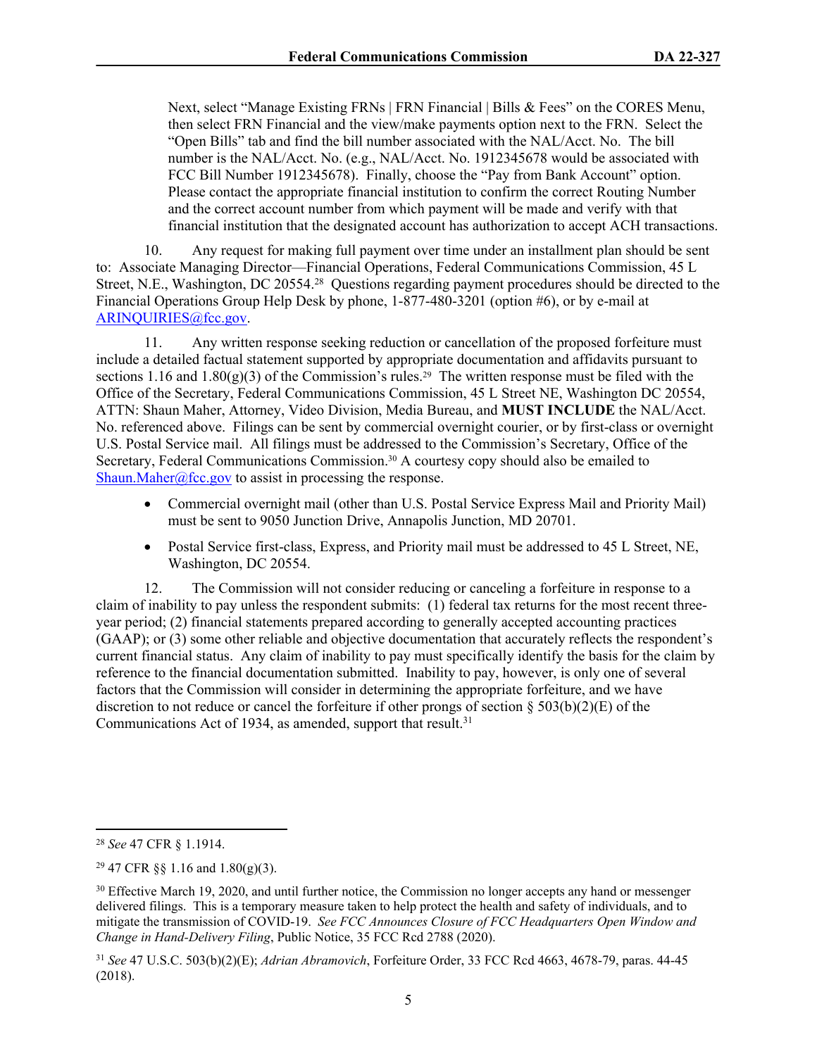Next, select "Manage Existing FRNs | FRN Financial | Bills & Fees" on the CORES Menu, then select FRN Financial and the view/make payments option next to the FRN. Select the "Open Bills" tab and find the bill number associated with the NAL/Acct. No. The bill number is the NAL/Acct. No. (e.g., NAL/Acct. No. 1912345678 would be associated with FCC Bill Number 1912345678). Finally, choose the "Pay from Bank Account" option. Please contact the appropriate financial institution to confirm the correct Routing Number and the correct account number from which payment will be made and verify with that financial institution that the designated account has authorization to accept ACH transactions.

10. Any request for making full payment over time under an installment plan should be sent to: Associate Managing Director—Financial Operations, Federal Communications Commission, 45 L Street, N.E., Washington, DC 20554.[28] Questions regarding payment procedures should be directed to the Financial Operations Group Help Desk by phone, 1-877-480-3201 (option #6), or by e-mail at ARINQUIRIES@fcc.gov.

11. Any written response seeking reduction or cancellation of the proposed forfeiture must include a detailed factual statement supported by appropriate documentation and affidavits pursuant to sections 1.16 and 1.80(g)(3) of the Commission's rules.[29] The written response must be filed with the Office of the Secretary, Federal Communications Commission, 45 L Street NE, Washington DC 20554, ATTN: Shaun Maher, Attorney, Video Division, Media Bureau, and **MUST INCLUDE** the NAL/Acct. No. referenced above. Filings can be sent by commercial overnight courier, or by first-class or overnight U.S. Postal Service mail. All filings must be addressed to the Commission's Secretary, Office of the Secretary, Federal Communications Commission.[30] A courtesy copy should also be emailed to Shaun.Maher@fcc.gov to assist in processing the response.

- Commercial overnight mail (other than U.S. Postal Service Express Mail and Priority Mail) must be sent to 9050 Junction Drive, Annapolis Junction, MD 20701.
- Postal Service first-class, Express, and Priority mail must be addressed to 45 L Street, NE, Washington, DC 20554.

12. The Commission will not consider reducing or canceling a forfeiture in response to a claim of inability to pay unless the respondent submits: (1) federal tax returns for the most recent three-year period; (2) financial statements prepared according to generally accepted accounting practices (GAAP); or (3) some other reliable and objective documentation that accurately reflects the respondent's current financial status. Any claim of inability to pay must specifically identify the basis for the claim by reference to the financial documentation submitted. Inability to pay, however, is only one of several factors that the Commission will consider in determining the appropriate forfeiture, and we have discretion to not reduce or cancel the forfeiture if other prongs of section § 503(b)(2)(E) of the Communications Act of 1934, as amended, support that result.[31]

---

[28] *See* 47 CFR § 1.1914.

[29] 47 CFR §§ 1.16 and 1.80(g)(3).

[30] Effective March 19, 2020, and until further notice, the Commission no longer accepts any hand or messenger delivered filings. This is a temporary measure taken to help protect the health and safety of individuals, and to mitigate the transmission of COVID-19. *See FCC Announces Closure of FCC Headquarters Open Window and Change in Hand-Delivery Filing*, Public Notice, 35 FCC Rcd 2788 (2020).

[31] *See* 47 U.S.C. 503(b)(2)(E); *Adrian Abramovich*, Forfeiture Order, 33 FCC Rcd 4663, 4678-79, paras. 44-45 (2018).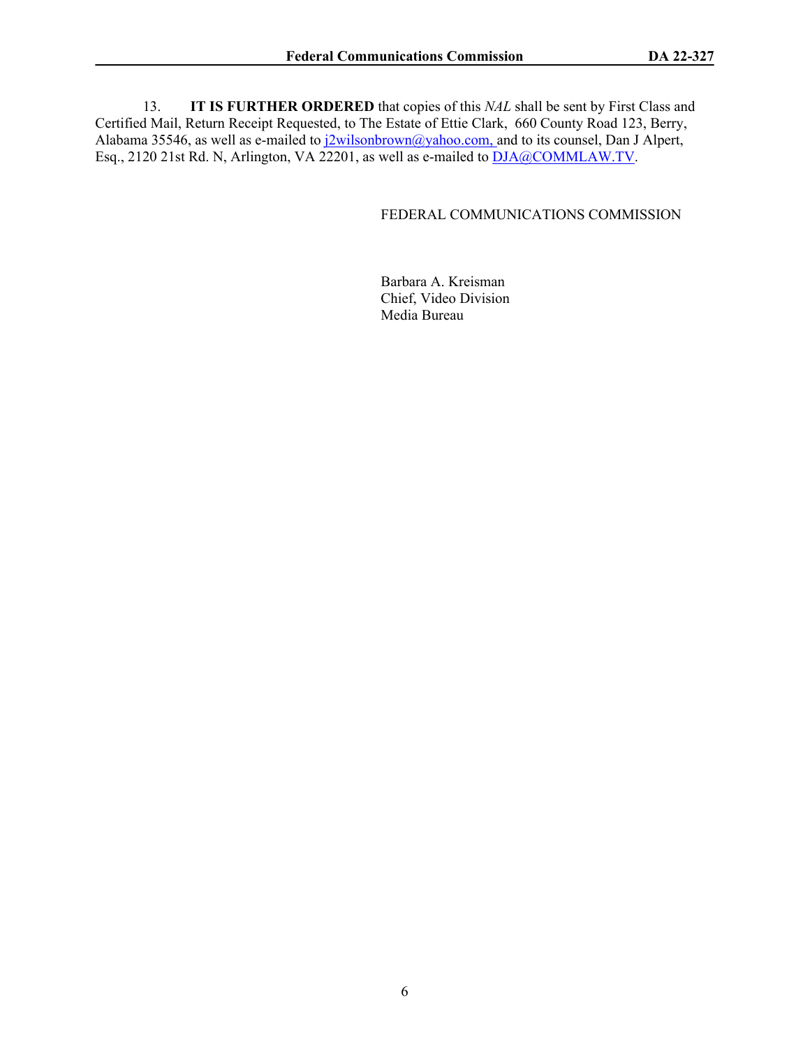13. **IT IS FURTHER ORDERED** that copies of this *NAL* shall be sent by First Class and Certified Mail, Return Receipt Requested, to The Estate of Ettie Clark, 660 County Road 123, Berry, Alabama 35546, as well as e-mailed to j2wilsonbrown@yahoo.com, and to its counsel, Dan J Alpert, Esq., 2120 21st Rd. N, Arlington, VA 22201, as well as e-mailed to DJA@COMMLAW.TV.

FEDERAL COMMUNICATIONS COMMISSION

Barbara A. Kreisman
Chief, Video Division
Media Bureau